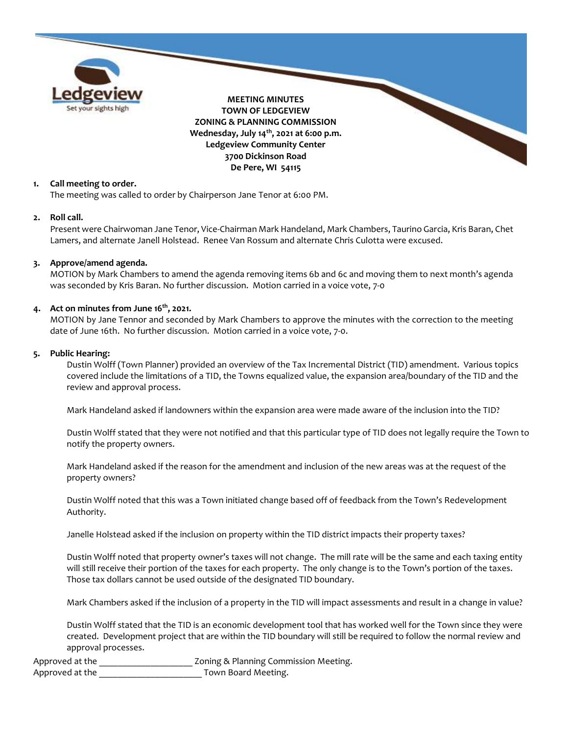**MEETING MINUTES**
**TOWN OF LEDGEVIEW**
**ZONING & PLANNING COMMISSION**
**Wednesday, July 14th, 2021 at 6:00 p.m.**
**Ledgeview Community Center**
**3700 Dickinson Road**
**De Pere, WI 54115**

1. **Call meeting to order.**
   The meeting was called to order by Chairperson Jane Tenor at 6:00 PM.

2. **Roll call.**
   Present were Chairwoman Jane Tenor, Vice-Chairman Mark Handeland, Mark Chambers, Taurino Garcia, Kris Baran, Chet Lamers, and alternate Janell Holstead. Renee Van Rossum and alternate Chris Culotta were excused.

3. **Approve/amend agenda.**
   MOTION by Mark Chambers to amend the agenda removing items 6b and 6c and moving them to next month's agenda was seconded by Kris Baran. No further discussion. Motion carried in a voice vote, 7-0

4. **Act on minutes from June 16th, 2021.**
   MOTION by Jane Tennor and seconded by Mark Chambers to approve the minutes with the correction to the meeting date of June 16th. No further discussion. Motion carried in a voice vote, 7-0.

5. **Public Hearing:**

   Dustin Wolff (Town Planner) provided an overview of the Tax Incremental District (TID) amendment. Various topics covered include the limitations of a TID, the Towns equalized value, the expansion area/boundary of the TID and the review and approval process.

   Mark Handeland asked if landowners within the expansion area were made aware of the inclusion into the TID?

   Dustin Wolff stated that they were not notified and that this particular type of TID does not legally require the Town to notify the property owners.

   Mark Handeland asked if the reason for the amendment and inclusion of the new areas was at the request of the property owners?

   Dustin Wolff noted that this was a Town initiated change based off of feedback from the Town's Redevelopment Authority.

   Janelle Holstead asked if the inclusion on property within the TID district impacts their property taxes?

   Dustin Wolff noted that property owner's taxes will not change. The mill rate will be the same and each taxing entity will still receive their portion of the taxes for each property. The only change is to the Town's portion of the taxes. Those tax dollars cannot be used outside of the designated TID boundary.

   Mark Chambers asked if the inclusion of a property in the TID will impact assessments and result in a change in value?

   Dustin Wolff stated that the TID is an economic development tool that has worked well for the Town since they were created. Development project that are within the TID boundary will still be required to follow the normal review and approval processes.

Approved at the ____________________ Zoning & Planning Commission Meeting.
Approved at the ______________________ Town Board Meeting.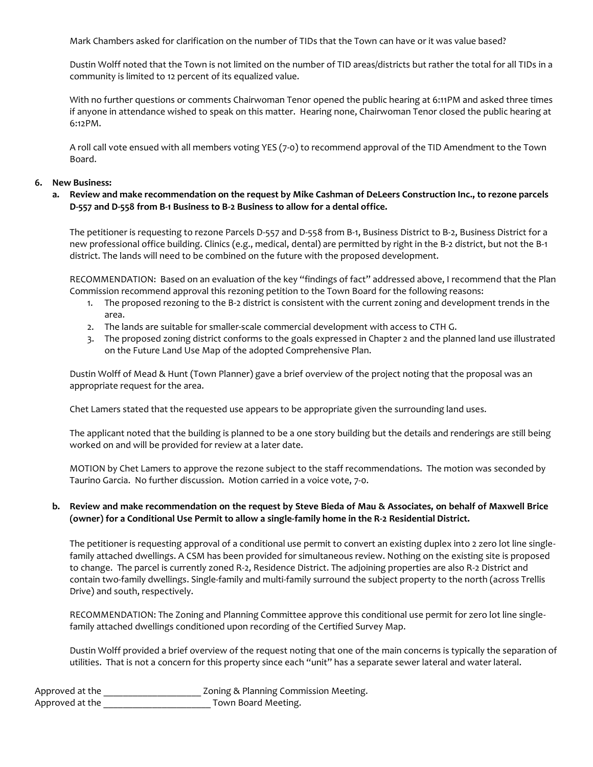Mark Chambers asked for clarification on the number of TIDs that the Town can have or it was value based?

Dustin Wolff noted that the Town is not limited on the number of TID areas/districts but rather the total for all TIDs in a community is limited to 12 percent of its equalized value.

With no further questions or comments Chairwoman Tenor opened the public hearing at 6:11PM and asked three times if anyone in attendance wished to speak on this matter. Hearing none, Chairwoman Tenor closed the public hearing at 6:12PM.

A roll call vote ensued with all members voting YES (7-0) to recommend approval of the TID Amendment to the Town Board.

**6. New Business:**

**a. Review and make recommendation on the request by Mike Cashman of DeLeers Construction Inc., to rezone parcels D-557 and D-558 from B-1 Business to B-2 Business to allow for a dental office.**

The petitioner is requesting to rezone Parcels D-557 and D-558 from B-1, Business District to B-2, Business District for a new professional office building. Clinics (e.g., medical, dental) are permitted by right in the B-2 district, but not the B-1 district. The lands will need to be combined on the future with the proposed development.

RECOMMENDATION: Based on an evaluation of the key "findings of fact" addressed above, I recommend that the Plan Commission recommend approval this rezoning petition to the Town Board for the following reasons:

1. The proposed rezoning to the B-2 district is consistent with the current zoning and development trends in the area.
2. The lands are suitable for smaller-scale commercial development with access to CTH G.
3. The proposed zoning district conforms to the goals expressed in Chapter 2 and the planned land use illustrated on the Future Land Use Map of the adopted Comprehensive Plan.

Dustin Wolff of Mead & Hunt (Town Planner) gave a brief overview of the project noting that the proposal was an appropriate request for the area.

Chet Lamers stated that the requested use appears to be appropriate given the surrounding land uses.

The applicant noted that the building is planned to be a one story building but the details and renderings are still being worked on and will be provided for review at a later date.

MOTION by Chet Lamers to approve the rezone subject to the staff recommendations. The motion was seconded by Taurino Garcia. No further discussion. Motion carried in a voice vote, 7-0.

**b. Review and make recommendation on the request by Steve Bieda of Mau & Associates, on behalf of Maxwell Brice (owner) for a Conditional Use Permit to allow a single-family home in the R-2 Residential District.**

The petitioner is requesting approval of a conditional use permit to convert an existing duplex into 2 zero lot line single-family attached dwellings. A CSM has been provided for simultaneous review. Nothing on the existing site is proposed to change. The parcel is currently zoned R-2, Residence District. The adjoining properties are also R-2 District and contain two-family dwellings. Single-family and multi-family surround the subject property to the north (across Trellis Drive) and south, respectively.

RECOMMENDATION: The Zoning and Planning Committee approve this conditional use permit for zero lot line single-family attached dwellings conditioned upon recording of the Certified Survey Map.

Dustin Wolff provided a brief overview of the request noting that one of the main concerns is typically the separation of utilities. That is not a concern for this property since each "unit" has a separate sewer lateral and water lateral.

Approved at the ____________________ Zoning & Planning Commission Meeting.
Approved at the ______________________ Town Board Meeting.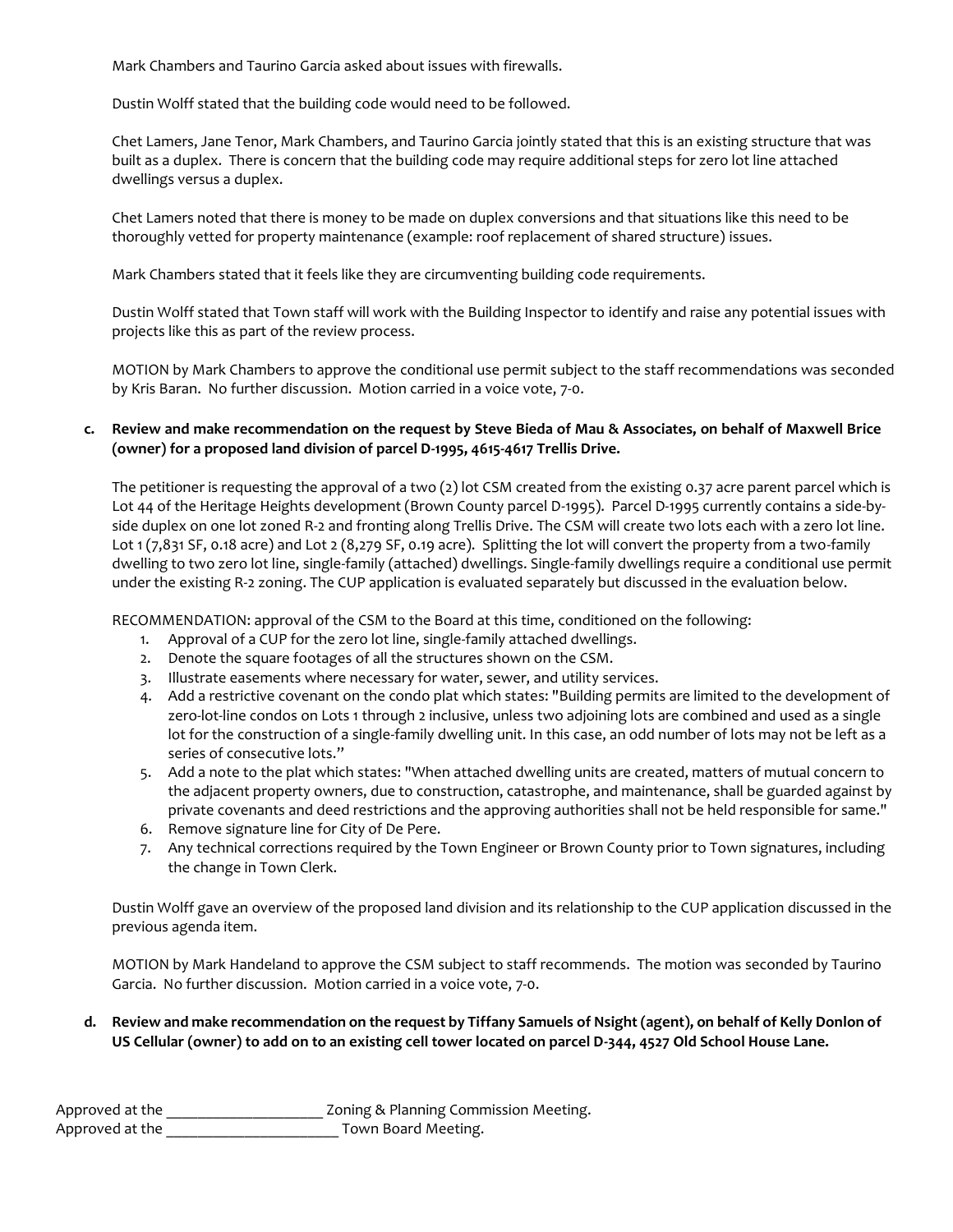Mark Chambers and Taurino Garcia asked about issues with firewalls.

Dustin Wolff stated that the building code would need to be followed.

Chet Lamers, Jane Tenor, Mark Chambers, and Taurino Garcia jointly stated that this is an existing structure that was built as a duplex. There is concern that the building code may require additional steps for zero lot line attached dwellings versus a duplex.

Chet Lamers noted that there is money to be made on duplex conversions and that situations like this need to be thoroughly vetted for property maintenance (example: roof replacement of shared structure) issues.

Mark Chambers stated that it feels like they are circumventing building code requirements.

Dustin Wolff stated that Town staff will work with the Building Inspector to identify and raise any potential issues with projects like this as part of the review process.

MOTION by Mark Chambers to approve the conditional use permit subject to the staff recommendations was seconded by Kris Baran. No further discussion. Motion carried in a voice vote, 7-0.

**c. Review and make recommendation on the request by Steve Bieda of Mau & Associates, on behalf of Maxwell Brice (owner) for a proposed land division of parcel D-1995, 4615-4617 Trellis Drive.**

The petitioner is requesting the approval of a two (2) lot CSM created from the existing 0.37 acre parent parcel which is Lot 44 of the Heritage Heights development (Brown County parcel D-1995). Parcel D-1995 currently contains a side-by-side duplex on one lot zoned R-2 and fronting along Trellis Drive. The CSM will create two lots each with a zero lot line. Lot 1 (7,831 SF, 0.18 acre) and Lot 2 (8,279 SF, 0.19 acre). Splitting the lot will convert the property from a two-family dwelling to two zero lot line, single-family (attached) dwellings. Single-family dwellings require a conditional use permit under the existing R-2 zoning. The CUP application is evaluated separately but discussed in the evaluation below.

RECOMMENDATION: approval of the CSM to the Board at this time, conditioned on the following:

1. Approval of a CUP for the zero lot line, single-family attached dwellings.
2. Denote the square footages of all the structures shown on the CSM.
3. Illustrate easements where necessary for water, sewer, and utility services.
4. Add a restrictive covenant on the condo plat which states: "Building permits are limited to the development of zero-lot-line condos on Lots 1 through 2 inclusive, unless two adjoining lots are combined and used as a single lot for the construction of a single-family dwelling unit. In this case, an odd number of lots may not be left as a series of consecutive lots."
5. Add a note to the plat which states: "When attached dwelling units are created, matters of mutual concern to the adjacent property owners, due to construction, catastrophe, and maintenance, shall be guarded against by private covenants and deed restrictions and the approving authorities shall not be held responsible for same."
6. Remove signature line for City of De Pere.
7. Any technical corrections required by the Town Engineer or Brown County prior to Town signatures, including the change in Town Clerk.

Dustin Wolff gave an overview of the proposed land division and its relationship to the CUP application discussed in the previous agenda item.

MOTION by Mark Handeland to approve the CSM subject to staff recommends. The motion was seconded by Taurino Garcia. No further discussion. Motion carried in a voice vote, 7-0.

**d. Review and make recommendation on the request by Tiffany Samuels of Nsight (agent), on behalf of Kelly Donlon of US Cellular (owner) to add on to an existing cell tower located on parcel D-344, 4527 Old School House Lane.**

Approved at the _____________________ Zoning & Planning Commission Meeting.
Approved at the _______________________ Town Board Meeting.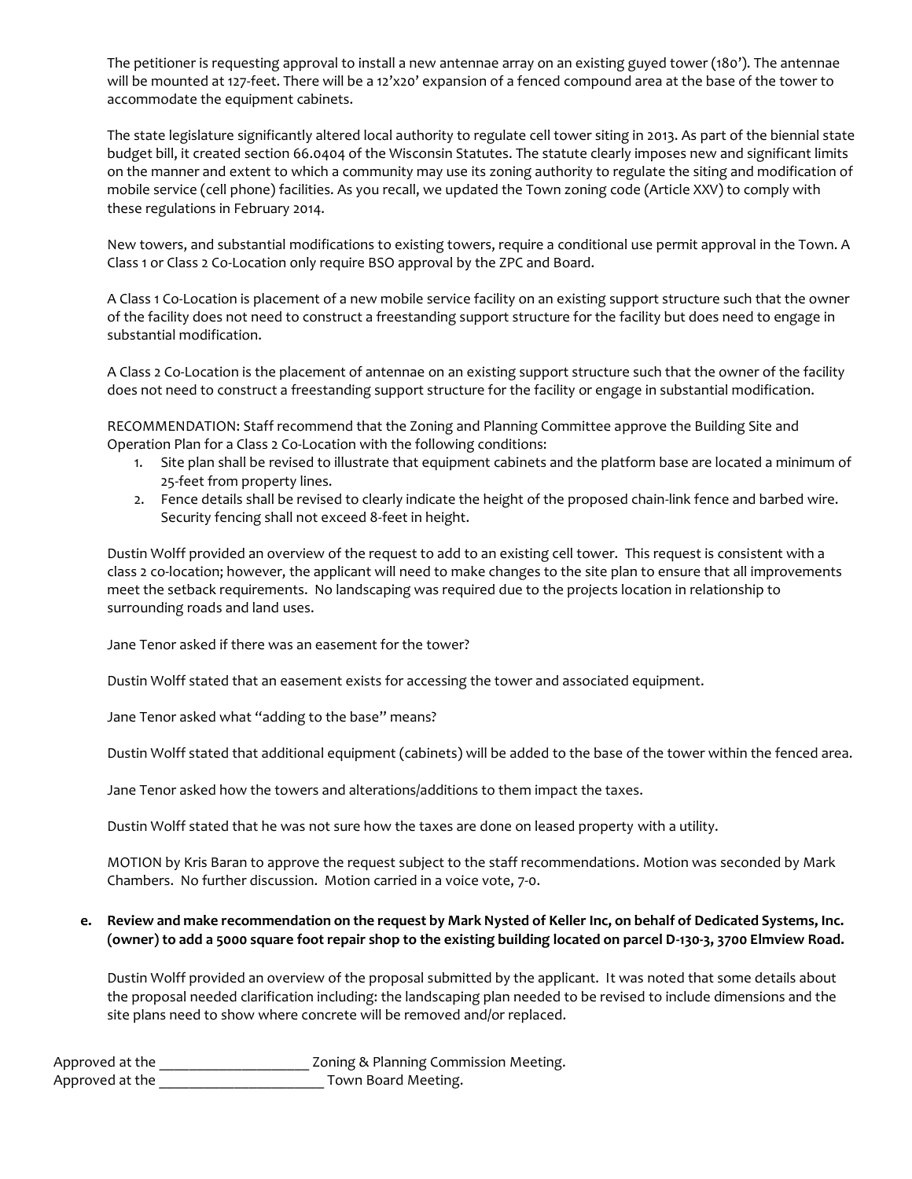The petitioner is requesting approval to install a new antennae array on an existing guyed tower (180'). The antennae will be mounted at 127-feet. There will be a 12'x20' expansion of a fenced compound area at the base of the tower to accommodate the equipment cabinets.

The state legislature significantly altered local authority to regulate cell tower siting in 2013. As part of the biennial state budget bill, it created section 66.0404 of the Wisconsin Statutes. The statute clearly imposes new and significant limits on the manner and extent to which a community may use its zoning authority to regulate the siting and modification of mobile service (cell phone) facilities. As you recall, we updated the Town zoning code (Article XXV) to comply with these regulations in February 2014.

New towers, and substantial modifications to existing towers, require a conditional use permit approval in the Town. A Class 1 or Class 2 Co-Location only require BSO approval by the ZPC and Board.

A Class 1 Co-Location is placement of a new mobile service facility on an existing support structure such that the owner of the facility does not need to construct a freestanding support structure for the facility but does need to engage in substantial modification.

A Class 2 Co-Location is the placement of antennae on an existing support structure such that the owner of the facility does not need to construct a freestanding support structure for the facility or engage in substantial modification.

RECOMMENDATION: Staff recommend that the Zoning and Planning Committee approve the Building Site and Operation Plan for a Class 2 Co-Location with the following conditions:

1. Site plan shall be revised to illustrate that equipment cabinets and the platform base are located a minimum of 25-feet from property lines.
2. Fence details shall be revised to clearly indicate the height of the proposed chain-link fence and barbed wire. Security fencing shall not exceed 8-feet in height.

Dustin Wolff provided an overview of the request to add to an existing cell tower. This request is consistent with a class 2 co-location; however, the applicant will need to make changes to the site plan to ensure that all improvements meet the setback requirements. No landscaping was required due to the projects location in relationship to surrounding roads and land uses.

Jane Tenor asked if there was an easement for the tower?

Dustin Wolff stated that an easement exists for accessing the tower and associated equipment.

Jane Tenor asked what "adding to the base" means?

Dustin Wolff stated that additional equipment (cabinets) will be added to the base of the tower within the fenced area.

Jane Tenor asked how the towers and alterations/additions to them impact the taxes.

Dustin Wolff stated that he was not sure how the taxes are done on leased property with a utility.

MOTION by Kris Baran to approve the request subject to the staff recommendations. Motion was seconded by Mark Chambers. No further discussion. Motion carried in a voice vote, 7-0.

**e. Review and make recommendation on the request by Mark Nysted of Keller Inc, on behalf of Dedicated Systems, Inc. (owner) to add a 5000 square foot repair shop to the existing building located on parcel D-130-3, 3700 Elmview Road.**

Dustin Wolff provided an overview of the proposal submitted by the applicant. It was noted that some details about the proposal needed clarification including: the landscaping plan needed to be revised to include dimensions and the site plans need to show where concrete will be removed and/or replaced.

Approved at the ____________________ Zoning & Planning Commission Meeting.
Approved at the ______________________ Town Board Meeting.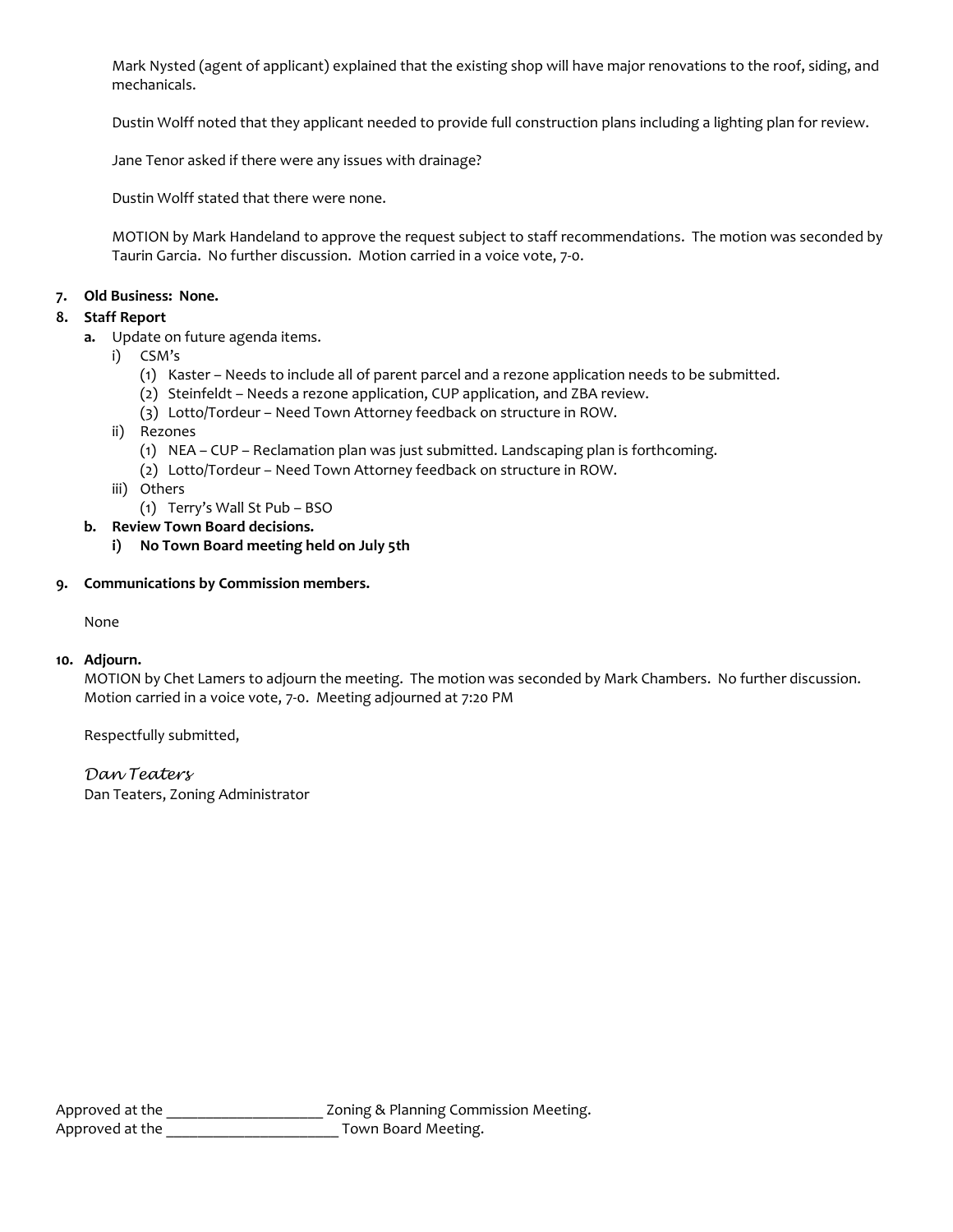Mark Nysted (agent of applicant) explained that the existing shop will have major renovations to the roof, siding, and mechanicals.

Dustin Wolff noted that they applicant needed to provide full construction plans including a lighting plan for review.

Jane Tenor asked if there were any issues with drainage?

Dustin Wolff stated that there were none.

MOTION by Mark Handeland to approve the request subject to staff recommendations. The motion was seconded by Taurin Garcia. No further discussion. Motion carried in a voice vote, 7-0.

7. **Old Business: None.**
8. **Staff Report**
   a. Update on future agenda items.
      i) CSM's
         (1) Kaster – Needs to include all of parent parcel and a rezone application needs to be submitted.
         (2) Steinfeldt – Needs a rezone application, CUP application, and ZBA review.
         (3) Lotto/Tordeur – Need Town Attorney feedback on structure in ROW.
      ii) Rezones
         (1) NEA – CUP – Reclamation plan was just submitted. Landscaping plan is forthcoming.
         (2) Lotto/Tordeur – Need Town Attorney feedback on structure in ROW.
      iii) Others
         (1) Terry's Wall St Pub – BSO
   **b. Review Town Board decisions.**
      **i) No Town Board meeting held on July 5th**

9. **Communications by Commission members.**

   None

10. **Adjourn.**
    MOTION by Chet Lamers to adjourn the meeting. The motion was seconded by Mark Chambers. No further discussion. Motion carried in a voice vote, 7-0. Meeting adjourned at 7:20 PM

Respectfully submitted,

*Dan Teaters*
Dan Teaters, Zoning Administrator

Approved at the ____________________ Zoning & Planning Commission Meeting.
Approved at the ______________________ Town Board Meeting.